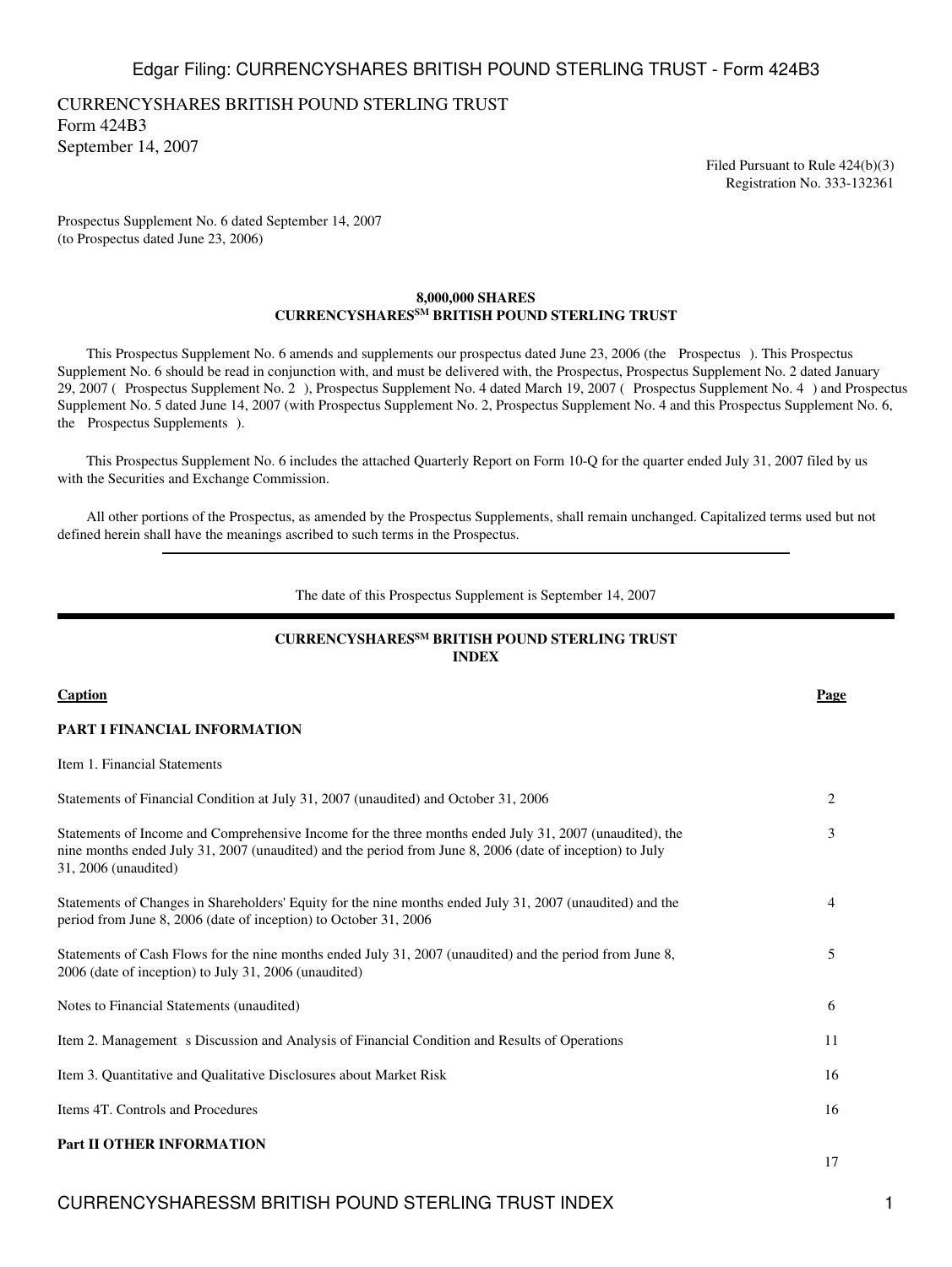CURRENCYSHARES BRITISH POUND STERLING TRUST
Form 424B3
September 14, 2007

Filed Pursuant to Rule 424(b)(3)
Registration No. 333-132361

Prospectus Supplement No. 6 dated September 14, 2007
(to Prospectus dated June 23, 2006)

**8,000,000 SHARES**
**CURRENCYSHARES[SM] BRITISH POUND STERLING TRUST**

This Prospectus Supplement No. 6 amends and supplements our prospectus dated June 23, 2006 (the Prospectus ). This Prospectus Supplement No. 6 should be read in conjunction with, and must be delivered with, the Prospectus, Prospectus Supplement No. 2 dated January 29, 2007 ( Prospectus Supplement No. 2 ), Prospectus Supplement No. 4 dated March 19, 2007 ( Prospectus Supplement No. 4 ) and Prospectus Supplement No. 5 dated June 14, 2007 (with Prospectus Supplement No. 2, Prospectus Supplement No. 4 and this Prospectus Supplement No. 6, the Prospectus Supplements ).

This Prospectus Supplement No. 6 includes the attached Quarterly Report on Form 10-Q for the quarter ended July 31, 2007 filed by us with the Securities and Exchange Commission.

All other portions of the Prospectus, as amended by the Prospectus Supplements, shall remain unchanged. Capitalized terms used but not defined herein shall have the meanings ascribed to such terms in the Prospectus.

---

The date of this Prospectus Supplement is September 14, 2007

---

**CURRENCYSHARES[SM] BRITISH POUND STERLING TRUST**
**INDEX**

| Caption | Page |
|---|---|
| **PART I FINANCIAL INFORMATION** | |
| Item 1. Financial Statements | |
| Statements of Financial Condition at July 31, 2007 (unaudited) and October 31, 2006 | 2 |
| Statements of Income and Comprehensive Income for the three months ended July 31, 2007 (unaudited), the nine months ended July 31, 2007 (unaudited) and the period from June 8, 2006 (date of inception) to July 31, 2006 (unaudited) | 3 |
| Statements of Changes in Shareholders' Equity for the nine months ended July 31, 2007 (unaudited) and the period from June 8, 2006 (date of inception) to October 31, 2006 | 4 |
| Statements of Cash Flows for the nine months ended July 31, 2007 (unaudited) and the period from June 8, 2006 (date of inception) to July 31, 2006 (unaudited) | 5 |
| Notes to Financial Statements (unaudited) | 6 |
| Item 2. Management s Discussion and Analysis of Financial Condition and Results of Operations | 11 |
| Item 3. Quantitative and Qualitative Disclosures about Market Risk | 16 |
| Items 4T. Controls and Procedures | 16 |
| **Part II OTHER INFORMATION** | 17 |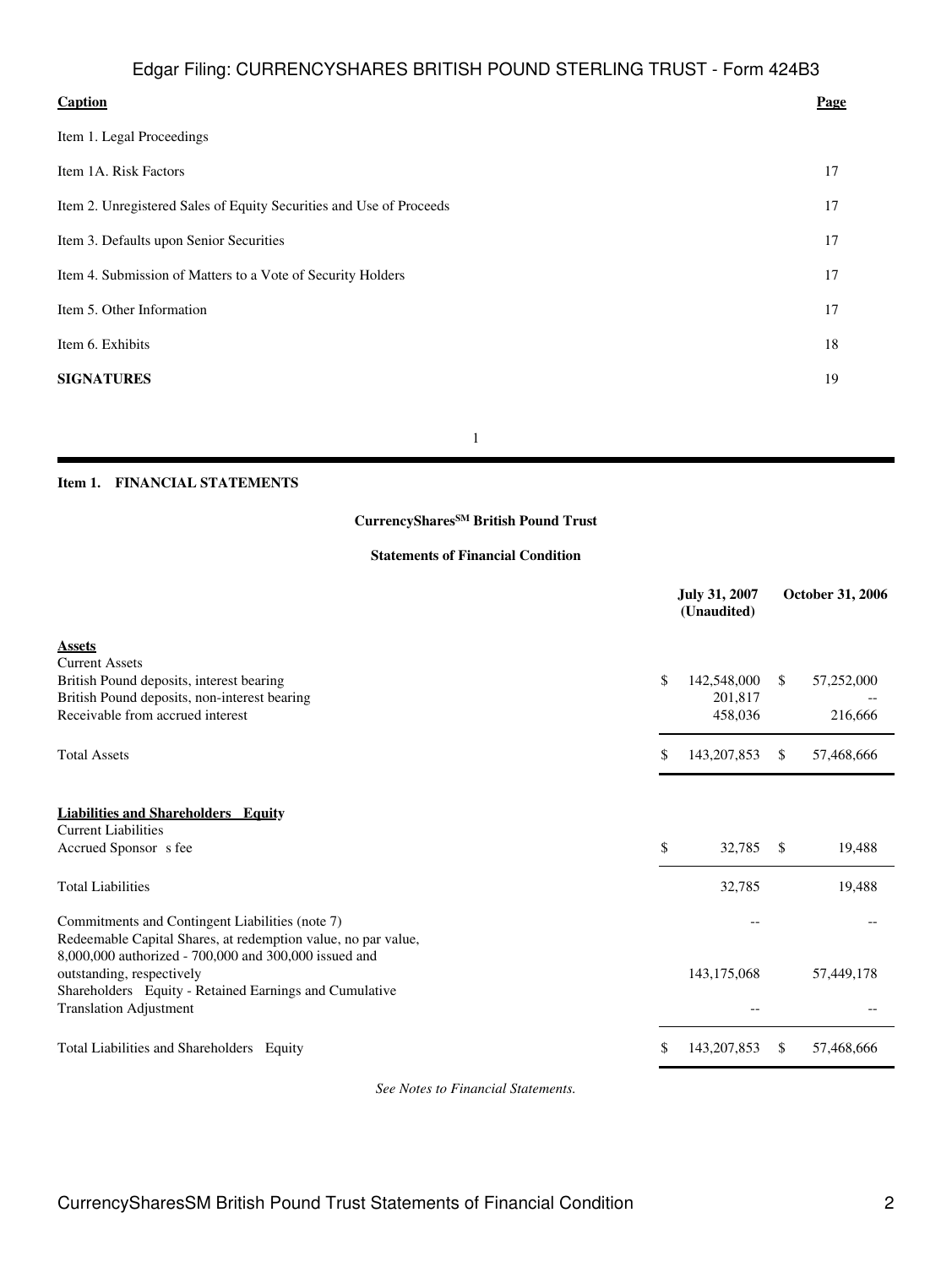| Caption | Page |
|---|---|
| Item 1. Legal Proceedings | |
| Item 1A. Risk Factors | 17 |
| Item 2. Unregistered Sales of Equity Securities and Use of Proceeds | 17 |
| Item 3. Defaults upon Senior Securities | 17 |
| Item 4. Submission of Matters to a Vote of Security Holders | 17 |
| Item 5. Other Information | 17 |
| Item 6. Exhibits | 18 |
| **SIGNATURES** | 19 |

**Item 1. FINANCIAL STATEMENTS**

**CurrencyShares[SM] British Pound Trust**

**Statements of Financial Condition**

| | July 31, 2007 (Unaudited) | October 31, 2006 |
|---|---|---|
| **Assets** | | |
| Current Assets | | |
| British Pound deposits, interest bearing | $ 142,548,000 | $ 57,252,000 |
| British Pound deposits, non-interest bearing | 201,817 | -- |
| Receivable from accrued interest | 458,036 | 216,666 |
| Total Assets | $ 143,207,853 | $ 57,468,666 |
| **Liabilities and Shareholders Equity** | | |
| Current Liabilities | | |
| Accrued Sponsor s fee | $ 32,785 | $ 19,488 |
| Total Liabilities | 32,785 | 19,488 |
| Commitments and Contingent Liabilities (note 7) | -- | -- |
| Redeemable Capital Shares, at redemption value, no par value, 8,000,000 authorized - 700,000 and 300,000 issued and outstanding, respectively | 143,175,068 | 57,449,178 |
| Shareholders Equity - Retained Earnings and Cumulative Translation Adjustment | -- | -- |
| Total Liabilities and Shareholders Equity | $ 143,207,853 | $ 57,468,666 |

*See Notes to Financial Statements.*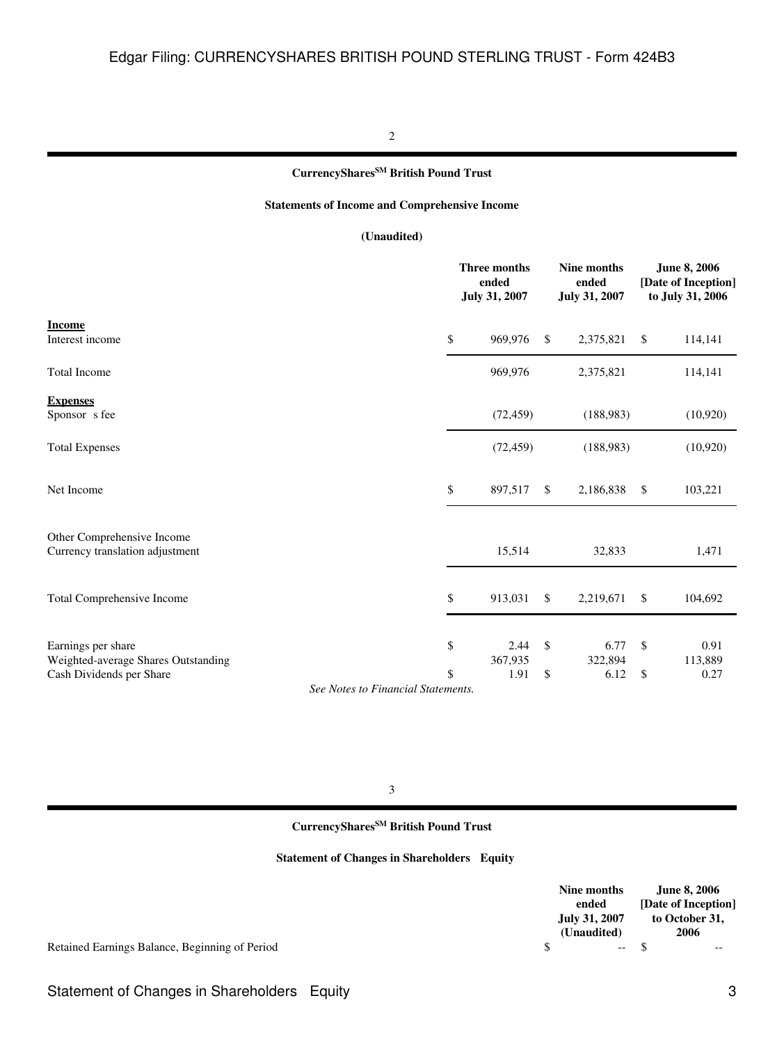## CurrencyShares[SM] British Pound Trust

### Statements of Income and Comprehensive Income

**(Unaudited)**

| | Three months ended July 31, 2007 | Nine months ended July 31, 2007 | June 8, 2006 [Date of Inception] to July 31, 2006 |
|---|---|---|---|
| **Income** | | | |
| Interest income | $ 969,976 | $ 2,375,821 | $ 114,141 |
| Total Income | 969,976 | 2,375,821 | 114,141 |
| **Expenses** | | | |
| Sponsor s fee | (72,459) | (188,983) | (10,920) |
| Total Expenses | (72,459) | (188,983) | (10,920) |
| Net Income | $ 897,517 | $ 2,186,838 | $ 103,221 |
| Other Comprehensive Income | | | |
| Currency translation adjustment | 15,514 | 32,833 | 1,471 |
| Total Comprehensive Income | $ 913,031 | $ 2,219,671 | $ 104,692 |
| Earnings per share | $ 2.44 | $ 6.77 | $ 0.91 |
| Weighted-average Shares Outstanding | 367,935 | 322,894 | 113,889 |
| Cash Dividends per Share | $ 1.91 | $ 6.12 | $ 0.27 |

*See Notes to Financial Statements.*

## CurrencyShares[SM] British Pound Trust

### Statement of Changes in Shareholders Equity

| | Nine months ended July 31, 2007 (Unaudited) | June 8, 2006 [Date of Inception] to October 31, 2006 |
|---|---|---|
| Retained Earnings Balance, Beginning of Period | $ -- | $ -- |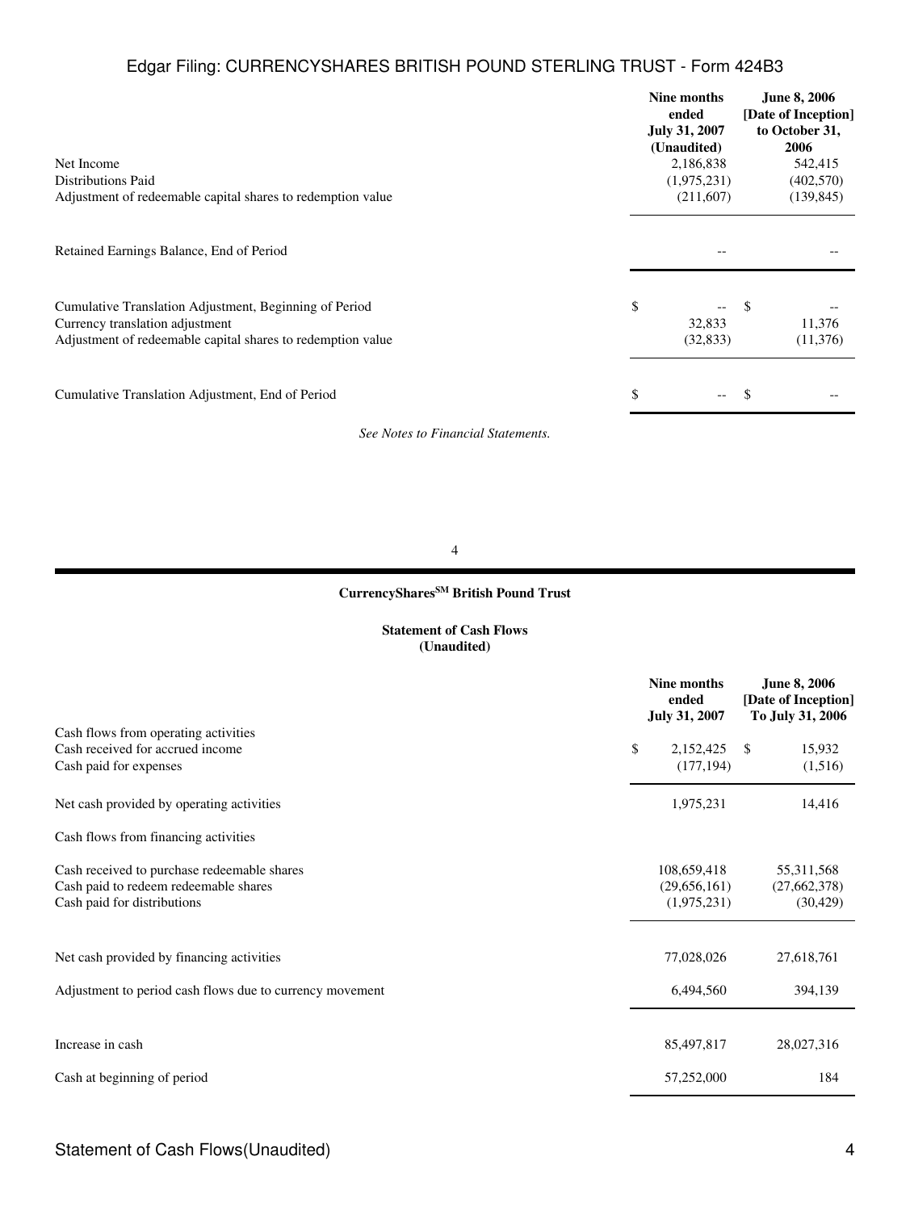| | Nine months ended July 31, 2007 (Unaudited) | June 8, 2006 [Date of Inception] to October 31, 2006 |
|---|---|---|
| Net Income | 2,186,838 | 542,415 |
| Distributions Paid | (1,975,231) | (402,570) |
| Adjustment of redeemable capital shares to redemption value | (211,607) | (139,845) |
| Retained Earnings Balance, End of Period | -- | -- |
| Cumulative Translation Adjustment, Beginning of Period | $ -- | $ -- |
| Currency translation adjustment | 32,833 | 11,376 |
| Adjustment of redeemable capital shares to redemption value | (32,833) | (11,376) |
| Cumulative Translation Adjustment, End of Period | $ -- | $ -- |

*See Notes to Financial Statements.*

**CurrencyShares[SM] British Pound Trust**

**Statement of Cash Flows**
**(Unaudited)**

| | Nine months ended July 31, 2007 | June 8, 2006 [Date of Inception] To July 31, 2006 |
|---|---|---|
| Cash flows from operating activities | | |
| Cash received for accrued income | $ 2,152,425 | $ 15,932 |
| Cash paid for expenses | (177,194) | (1,516) |
| Net cash provided by operating activities | 1,975,231 | 14,416 |
| Cash flows from financing activities | | |
| Cash received to purchase redeemable shares | 108,659,418 | 55,311,568 |
| Cash paid to redeem redeemable shares | (29,656,161) | (27,662,378) |
| Cash paid for distributions | (1,975,231) | (30,429) |
| Net cash provided by financing activities | 77,028,026 | 27,618,761 |
| Adjustment to period cash flows due to currency movement | 6,494,560 | 394,139 |
| Increase in cash | 85,497,817 | 28,027,316 |
| Cash at beginning of period | 57,252,000 | 184 |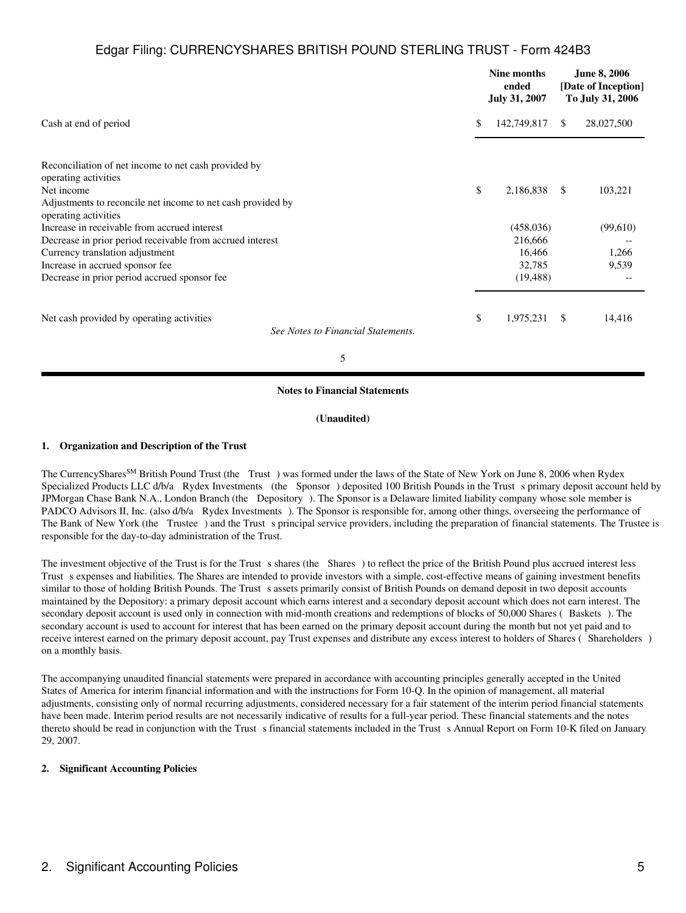| | Nine months ended July 31, 2007 | June 8, 2006 [Date of Inception] To July 31, 2006 |
|---|---|---|
| Cash at end of period | $ 142,749,817 | $ 28,027,500 |
| Reconciliation of net income to net cash provided by operating activities | | |
| Net income | $ 2,186,838 | $ 103,221 |
| Adjustments to reconcile net income to net cash provided by operating activities | | |
| Increase in receivable from accrued interest | (458,036) | (99,610) |
| Decrease in prior period receivable from accrued interest | 216,666 | -- |
| Currency translation adjustment | 16,466 | 1,266 |
| Increase in accrued sponsor fee | 32,785 | 9,539 |
| Decrease in prior period accrued sponsor fee | (19,488) | -- |
| Net cash provided by operating activities | $ 1,975,231 | $ 14,416 |

*See Notes to Financial Statements.*

## Notes to Financial Statements

**(Unaudited)**

### 1. Organization and Description of the Trust

The CurrencyShares[SM] British Pound Trust (the Trust ) was formed under the laws of the State of New York on June 8, 2006 when Rydex Specialized Products LLC d/b/a Rydex Investments (the Sponsor ) deposited 100 British Pounds in the Trust s primary deposit account held by JPMorgan Chase Bank N.A., London Branch (the Depository ). The Sponsor is a Delaware limited liability company whose sole member is PADCO Advisors II, Inc. (also d/b/a Rydex Investments ). The Sponsor is responsible for, among other things, overseeing the performance of The Bank of New York (the Trustee ) and the Trust s principal service providers, including the preparation of financial statements. The Trustee is responsible for the day-to-day administration of the Trust.

The investment objective of the Trust is for the Trust s shares (the Shares ) to reflect the price of the British Pound plus accrued interest less Trust s expenses and liabilities. The Shares are intended to provide investors with a simple, cost-effective means of gaining investment benefits similar to those of holding British Pounds. The Trust s assets primarily consist of British Pounds on demand deposit in two deposit accounts maintained by the Depository: a primary deposit account which earns interest and a secondary deposit account which does not earn interest. The secondary deposit account is used only in connection with mid-month creations and redemptions of blocks of 50,000 Shares ( Baskets ). The secondary account is used to account for interest that has been earned on the primary deposit account during the month but not yet paid and to receive interest earned on the primary deposit account, pay Trust expenses and distribute any excess interest to holders of Shares ( Shareholders ) on a monthly basis.

The accompanying unaudited financial statements were prepared in accordance with accounting principles generally accepted in the United States of America for interim financial information and with the instructions for Form 10-Q. In the opinion of management, all material adjustments, consisting only of normal recurring adjustments, considered necessary for a fair statement of the interim period financial statements have been made. Interim period results are not necessarily indicative of results for a full-year period. These financial statements and the notes thereto should be read in conjunction with the Trust s financial statements included in the Trust s Annual Report on Form 10-K filed on January 29, 2007.

### 2. Significant Accounting Policies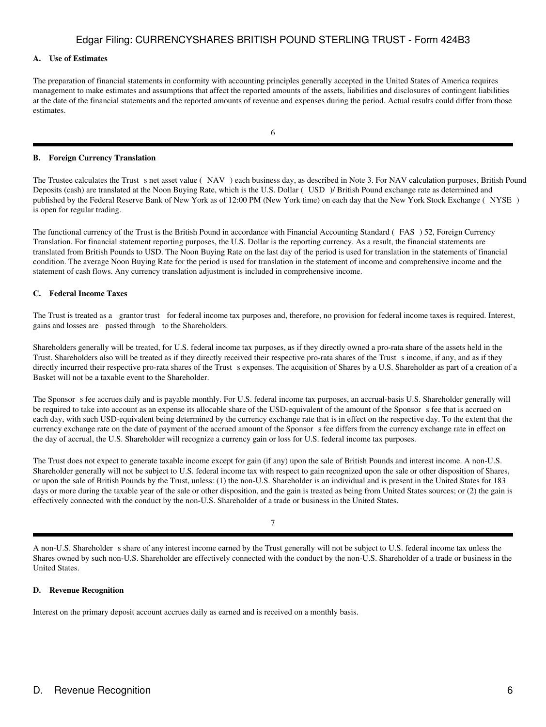### A. Use of Estimates

The preparation of financial statements in conformity with accounting principles generally accepted in the United States of America requires management to make estimates and assumptions that affect the reported amounts of the assets, liabilities and disclosures of contingent liabilities at the date of the financial statements and the reported amounts of revenue and expenses during the period. Actual results could differ from those estimates.

### B. Foreign Currency Translation

The Trustee calculates the Trust s net asset value ( NAV ) each business day, as described in Note 3. For NAV calculation purposes, British Pound Deposits (cash) are translated at the Noon Buying Rate, which is the U.S. Dollar ( USD )/ British Pound exchange rate as determined and published by the Federal Reserve Bank of New York as of 12:00 PM (New York time) on each day that the New York Stock Exchange ( NYSE ) is open for regular trading.

The functional currency of the Trust is the British Pound in accordance with Financial Accounting Standard ( FAS ) 52, Foreign Currency Translation. For financial statement reporting purposes, the U.S. Dollar is the reporting currency. As a result, the financial statements are translated from British Pounds to USD. The Noon Buying Rate on the last day of the period is used for translation in the statements of financial condition. The average Noon Buying Rate for the period is used for translation in the statement of income and comprehensive income and the statement of cash flows. Any currency translation adjustment is included in comprehensive income.

### C. Federal Income Taxes

The Trust is treated as a grantor trust for federal income tax purposes and, therefore, no provision for federal income taxes is required. Interest, gains and losses are passed through to the Shareholders.

Shareholders generally will be treated, for U.S. federal income tax purposes, as if they directly owned a pro-rata share of the assets held in the Trust. Shareholders also will be treated as if they directly received their respective pro-rata shares of the Trust s income, if any, and as if they directly incurred their respective pro-rata shares of the Trust s expenses. The acquisition of Shares by a U.S. Shareholder as part of a creation of a Basket will not be a taxable event to the Shareholder.

The Sponsor s fee accrues daily and is payable monthly. For U.S. federal income tax purposes, an accrual-basis U.S. Shareholder generally will be required to take into account as an expense its allocable share of the USD-equivalent of the amount of the Sponsor s fee that is accrued on each day, with such USD-equivalent being determined by the currency exchange rate that is in effect on the respective day. To the extent that the currency exchange rate on the date of payment of the accrued amount of the Sponsor s fee differs from the currency exchange rate in effect on the day of accrual, the U.S. Shareholder will recognize a currency gain or loss for U.S. federal income tax purposes.

The Trust does not expect to generate taxable income except for gain (if any) upon the sale of British Pounds and interest income. A non-U.S. Shareholder generally will not be subject to U.S. federal income tax with respect to gain recognized upon the sale or other disposition of Shares, or upon the sale of British Pounds by the Trust, unless: (1) the non-U.S. Shareholder is an individual and is present in the United States for 183 days or more during the taxable year of the sale or other disposition, and the gain is treated as being from United States sources; or (2) the gain is effectively connected with the conduct by the non-U.S. Shareholder of a trade or business in the United States.

A non-U.S. Shareholder s share of any interest income earned by the Trust generally will not be subject to U.S. federal income tax unless the Shares owned by such non-U.S. Shareholder are effectively connected with the conduct by the non-U.S. Shareholder of a trade or business in the United States.

### D. Revenue Recognition

Interest on the primary deposit account accrues daily as earned and is received on a monthly basis.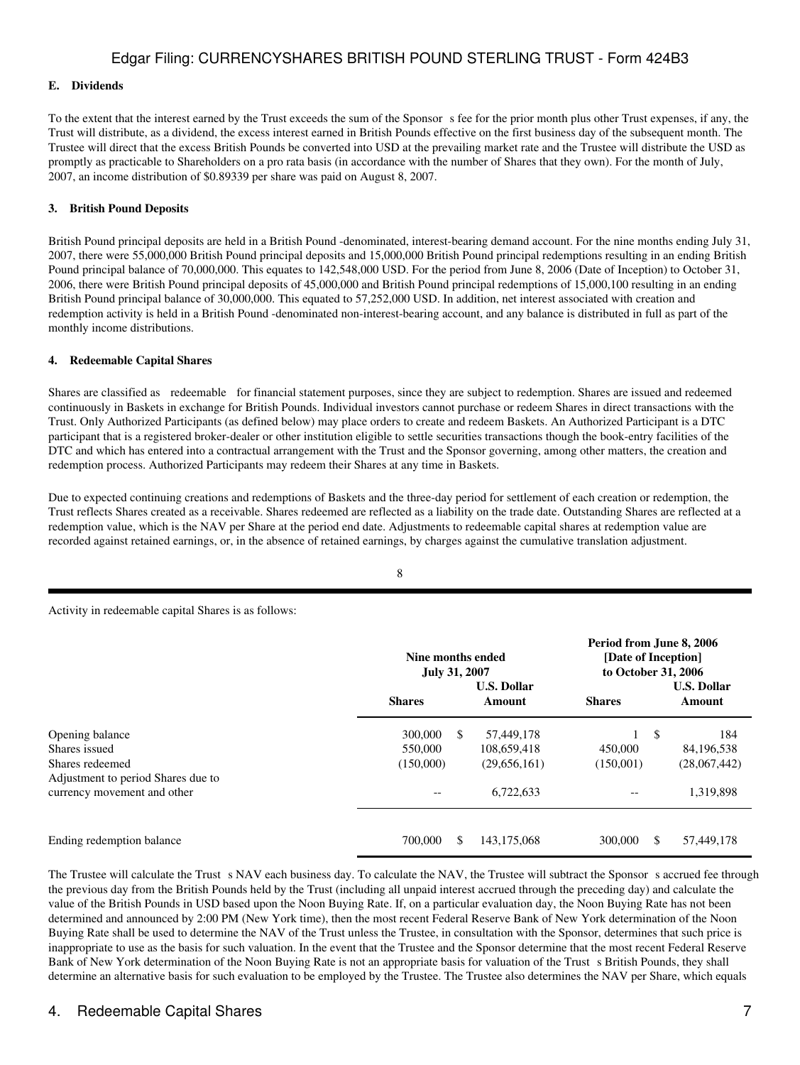### E. Dividends

To the extent that the interest earned by the Trust exceeds the sum of the Sponsor s fee for the prior month plus other Trust expenses, if any, the Trust will distribute, as a dividend, the excess interest earned in British Pounds effective on the first business day of the subsequent month. The Trustee will direct that the excess British Pounds be converted into USD at the prevailing market rate and the Trustee will distribute the USD as promptly as practicable to Shareholders on a pro rata basis (in accordance with the number of Shares that they own). For the month of July, 2007, an income distribution of $0.89339 per share was paid on August 8, 2007.

### 3. British Pound Deposits

British Pound principal deposits are held in a British Pound -denominated, interest-bearing demand account. For the nine months ending July 31, 2007, there were 55,000,000 British Pound principal deposits and 15,000,000 British Pound principal redemptions resulting in an ending British Pound principal balance of 70,000,000. This equates to 142,548,000 USD. For the period from June 8, 2006 (Date of Inception) to October 31, 2006, there were British Pound principal deposits of 45,000,000 and British Pound principal redemptions of 15,000,100 resulting in an ending British Pound principal balance of 30,000,000. This equated to 57,252,000 USD. In addition, net interest associated with creation and redemption activity is held in a British Pound -denominated non-interest-bearing account, and any balance is distributed in full as part of the monthly income distributions.

### 4. Redeemable Capital Shares

Shares are classified as redeemable for financial statement purposes, since they are subject to redemption. Shares are issued and redeemed continuously in Baskets in exchange for British Pounds. Individual investors cannot purchase or redeem Shares in direct transactions with the Trust. Only Authorized Participants (as defined below) may place orders to create and redeem Baskets. An Authorized Participant is a DTC participant that is a registered broker-dealer or other institution eligible to settle securities transactions though the book-entry facilities of the DTC and which has entered into a contractual arrangement with the Trust and the Sponsor governing, among other matters, the creation and redemption process. Authorized Participants may redeem their Shares at any time in Baskets.

Due to expected continuing creations and redemptions of Baskets and the three-day period for settlement of each creation or redemption, the Trust reflects Shares created as a receivable. Shares redeemed are reflected as a liability on the trade date. Outstanding Shares are reflected at a redemption value, which is the NAV per Share at the period end date. Adjustments to redeemable capital shares at redemption value are recorded against retained earnings, or, in the absence of retained earnings, by charges against the cumulative translation adjustment.

Activity in redeemable capital Shares is as follows:

| | Nine months ended July 31, 2007 | | Period from June 8, 2006 [Date of Inception] to October 31, 2006 | |
|---|---|---|---|---|
| | Shares | U.S. Dollar Amount | Shares | U.S. Dollar Amount |
| Opening balance | 300,000 | $ 57,449,178 | 1 | $ 184 |
| Shares issued | 550,000 | 108,659,418 | 450,000 | 84,196,538 |
| Shares redeemed | (150,000) | (29,656,161) | (150,001) | (28,067,442) |
| Adjustment to period Shares due to currency movement and other | -- | 6,722,633 | -- | 1,319,898 |
| Ending redemption balance | 700,000 | $ 143,175,068 | 300,000 | $ 57,449,178 |

The Trustee will calculate the Trust s NAV each business day. To calculate the NAV, the Trustee will subtract the Sponsor s accrued fee through the previous day from the British Pounds held by the Trust (including all unpaid interest accrued through the preceding day) and calculate the value of the British Pounds in USD based upon the Noon Buying Rate. If, on a particular evaluation day, the Noon Buying Rate has not been determined and announced by 2:00 PM (New York time), then the most recent Federal Reserve Bank of New York determination of the Noon Buying Rate shall be used to determine the NAV of the Trust unless the Trustee, in consultation with the Sponsor, determines that such price is inappropriate to use as the basis for such valuation. In the event that the Trustee and the Sponsor determine that the most recent Federal Reserve Bank of New York determination of the Noon Buying Rate is not an appropriate basis for valuation of the Trust s British Pounds, they shall determine an alternative basis for such evaluation to be employed by the Trustee. The Trustee also determines the NAV per Share, which equals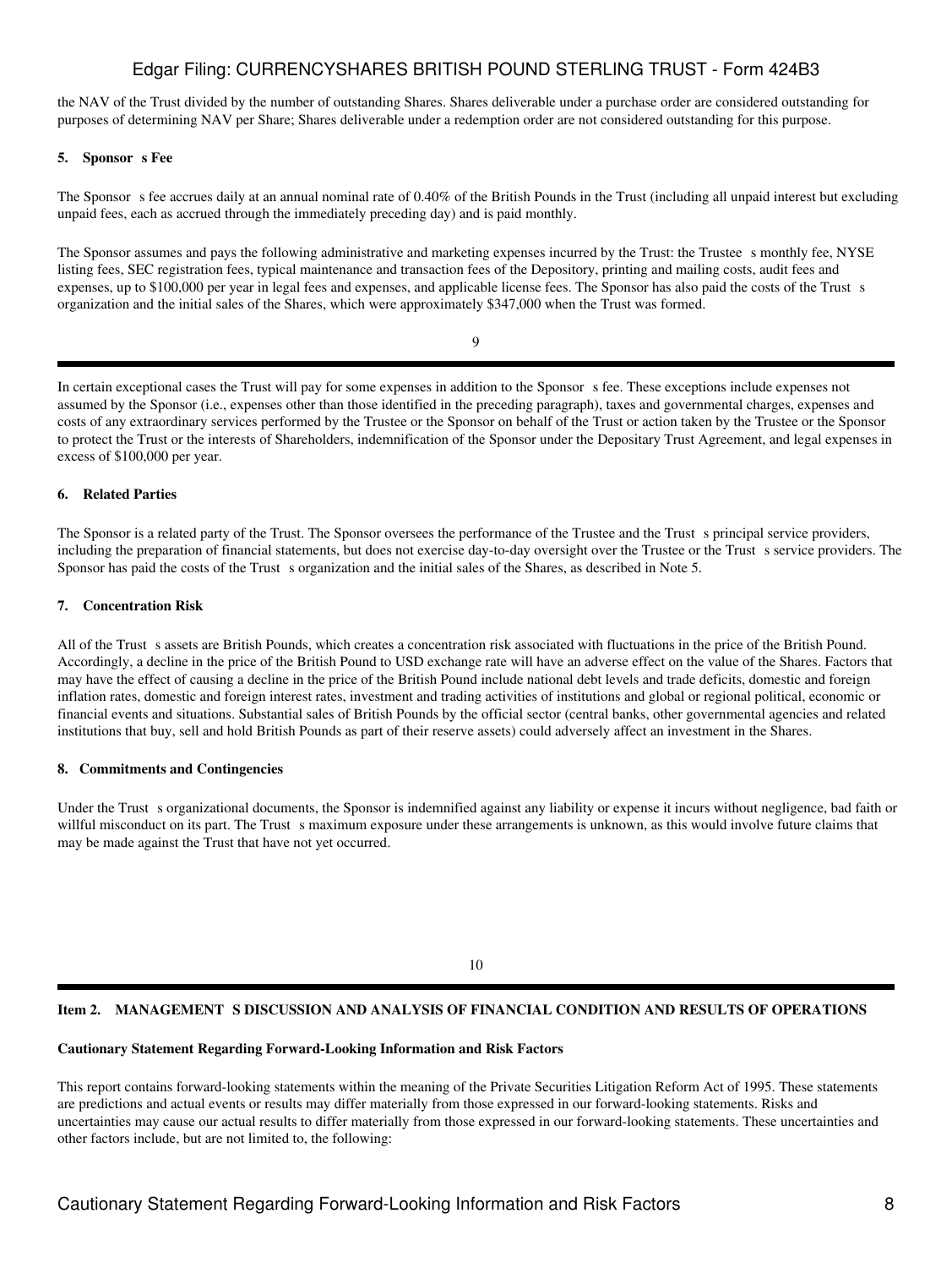the NAV of the Trust divided by the number of outstanding Shares. Shares deliverable under a purchase order are considered outstanding for purposes of determining NAV per Share; Shares deliverable under a redemption order are not considered outstanding for this purpose.

#### 5. Sponsor s Fee

The Sponsor s fee accrues daily at an annual nominal rate of 0.40% of the British Pounds in the Trust (including all unpaid interest but excluding unpaid fees, each as accrued through the immediately preceding day) and is paid monthly.

The Sponsor assumes and pays the following administrative and marketing expenses incurred by the Trust: the Trustee s monthly fee, NYSE listing fees, SEC registration fees, typical maintenance and transaction fees of the Depository, printing and mailing costs, audit fees and expenses, up to $100,000 per year in legal fees and expenses, and applicable license fees. The Sponsor has also paid the costs of the Trust s organization and the initial sales of the Shares, which were approximately $347,000 when the Trust was formed.

In certain exceptional cases the Trust will pay for some expenses in addition to the Sponsor s fee. These exceptions include expenses not assumed by the Sponsor (i.e., expenses other than those identified in the preceding paragraph), taxes and governmental charges, expenses and costs of any extraordinary services performed by the Trustee or the Sponsor on behalf of the Trust or action taken by the Trustee or the Sponsor to protect the Trust or the interests of Shareholders, indemnification of the Sponsor under the Depositary Trust Agreement, and legal expenses in excess of $100,000 per year.

#### 6. Related Parties

The Sponsor is a related party of the Trust. The Sponsor oversees the performance of the Trustee and the Trust s principal service providers, including the preparation of financial statements, but does not exercise day-to-day oversight over the Trustee or the Trust s service providers. The Sponsor has paid the costs of the Trust s organization and the initial sales of the Shares, as described in Note 5.

#### 7. Concentration Risk

All of the Trust s assets are British Pounds, which creates a concentration risk associated with fluctuations in the price of the British Pound. Accordingly, a decline in the price of the British Pound to USD exchange rate will have an adverse effect on the value of the Shares. Factors that may have the effect of causing a decline in the price of the British Pound include national debt levels and trade deficits, domestic and foreign inflation rates, domestic and foreign interest rates, investment and trading activities of institutions and global or regional political, economic or financial events and situations. Substantial sales of British Pounds by the official sector (central banks, other governmental agencies and related institutions that buy, sell and hold British Pounds as part of their reserve assets) could adversely affect an investment in the Shares.

#### 8. Commitments and Contingencies

Under the Trust s organizational documents, the Sponsor is indemnified against any liability or expense it incurs without negligence, bad faith or willful misconduct on its part. The Trust s maximum exposure under these arrangements is unknown, as this would involve future claims that may be made against the Trust that have not yet occurred.

## Item 2. MANAGEMENT S DISCUSSION AND ANALYSIS OF FINANCIAL CONDITION AND RESULTS OF OPERATIONS

#### Cautionary Statement Regarding Forward-Looking Information and Risk Factors

This report contains forward-looking statements within the meaning of the Private Securities Litigation Reform Act of 1995. These statements are predictions and actual events or results may differ materially from those expressed in our forward-looking statements. Risks and uncertainties may cause our actual results to differ materially from those expressed in our forward-looking statements. These uncertainties and other factors include, but are not limited to, the following: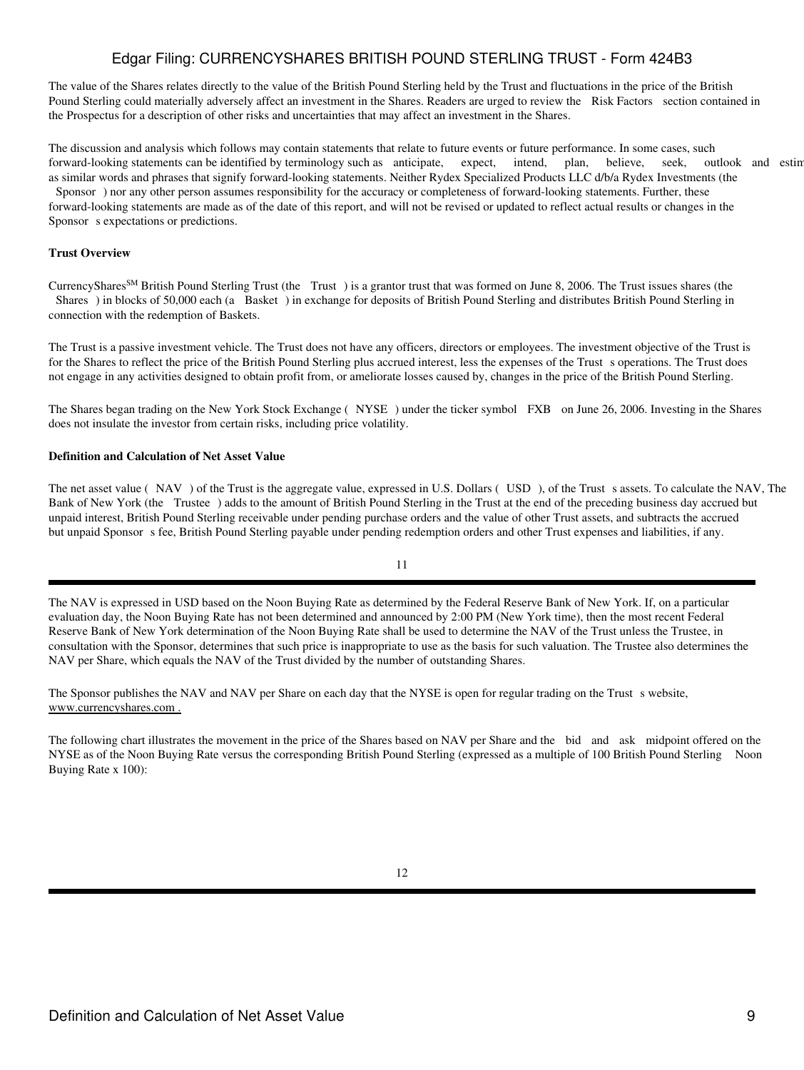The value of the Shares relates directly to the value of the British Pound Sterling held by the Trust and fluctuations in the price of the British Pound Sterling could materially adversely affect an investment in the Shares. Readers are urged to review the Risk Factors section contained in the Prospectus for a description of other risks and uncertainties that may affect an investment in the Shares.

The discussion and analysis which follows may contain statements that relate to future events or future performance. In some cases, such forward-looking statements can be identified by terminology such as anticipate, expect, intend, plan, believe, seek, outlook and estim as similar words and phrases that signify forward-looking statements. Neither Rydex Specialized Products LLC d/b/a Rydex Investments (the Sponsor ) nor any other person assumes responsibility for the accuracy or completeness of forward-looking statements. Further, these forward-looking statements are made as of the date of this report, and will not be revised or updated to reflect actual results or changes in the Sponsor s expectations or predictions.

**Trust Overview**

CurrencyShares[SM] British Pound Sterling Trust (the Trust ) is a grantor trust that was formed on June 8, 2006. The Trust issues shares (the Shares ) in blocks of 50,000 each (a Basket ) in exchange for deposits of British Pound Sterling and distributes British Pound Sterling in connection with the redemption of Baskets.

The Trust is a passive investment vehicle. The Trust does not have any officers, directors or employees. The investment objective of the Trust is for the Shares to reflect the price of the British Pound Sterling plus accrued interest, less the expenses of the Trust s operations. The Trust does not engage in any activities designed to obtain profit from, or ameliorate losses caused by, changes in the price of the British Pound Sterling.

The Shares began trading on the New York Stock Exchange ( NYSE ) under the ticker symbol FXB on June 26, 2006. Investing in the Shares does not insulate the investor from certain risks, including price volatility.

**Definition and Calculation of Net Asset Value**

The net asset value ( NAV ) of the Trust is the aggregate value, expressed in U.S. Dollars ( USD ), of the Trust s assets. To calculate the NAV, The Bank of New York (the Trustee ) adds to the amount of British Pound Sterling in the Trust at the end of the preceding business day accrued but unpaid interest, British Pound Sterling receivable under pending purchase orders and the value of other Trust assets, and subtracts the accrued but unpaid Sponsor s fee, British Pound Sterling payable under pending redemption orders and other Trust expenses and liabilities, if any.

The NAV is expressed in USD based on the Noon Buying Rate as determined by the Federal Reserve Bank of New York. If, on a particular evaluation day, the Noon Buying Rate has not been determined and announced by 2:00 PM (New York time), then the most recent Federal Reserve Bank of New York determination of the Noon Buying Rate shall be used to determine the NAV of the Trust unless the Trustee, in consultation with the Sponsor, determines that such price is inappropriate to use as the basis for such valuation. The Trustee also determines the NAV per Share, which equals the NAV of the Trust divided by the number of outstanding Shares.

The Sponsor publishes the NAV and NAV per Share on each day that the NYSE is open for regular trading on the Trust s website, www.currencyshares.com .

The following chart illustrates the movement in the price of the Shares based on NAV per Share and the bid and ask midpoint offered on the NYSE as of the Noon Buying Rate versus the corresponding British Pound Sterling (expressed as a multiple of 100 British Pound Sterling Noon Buying Rate x 100):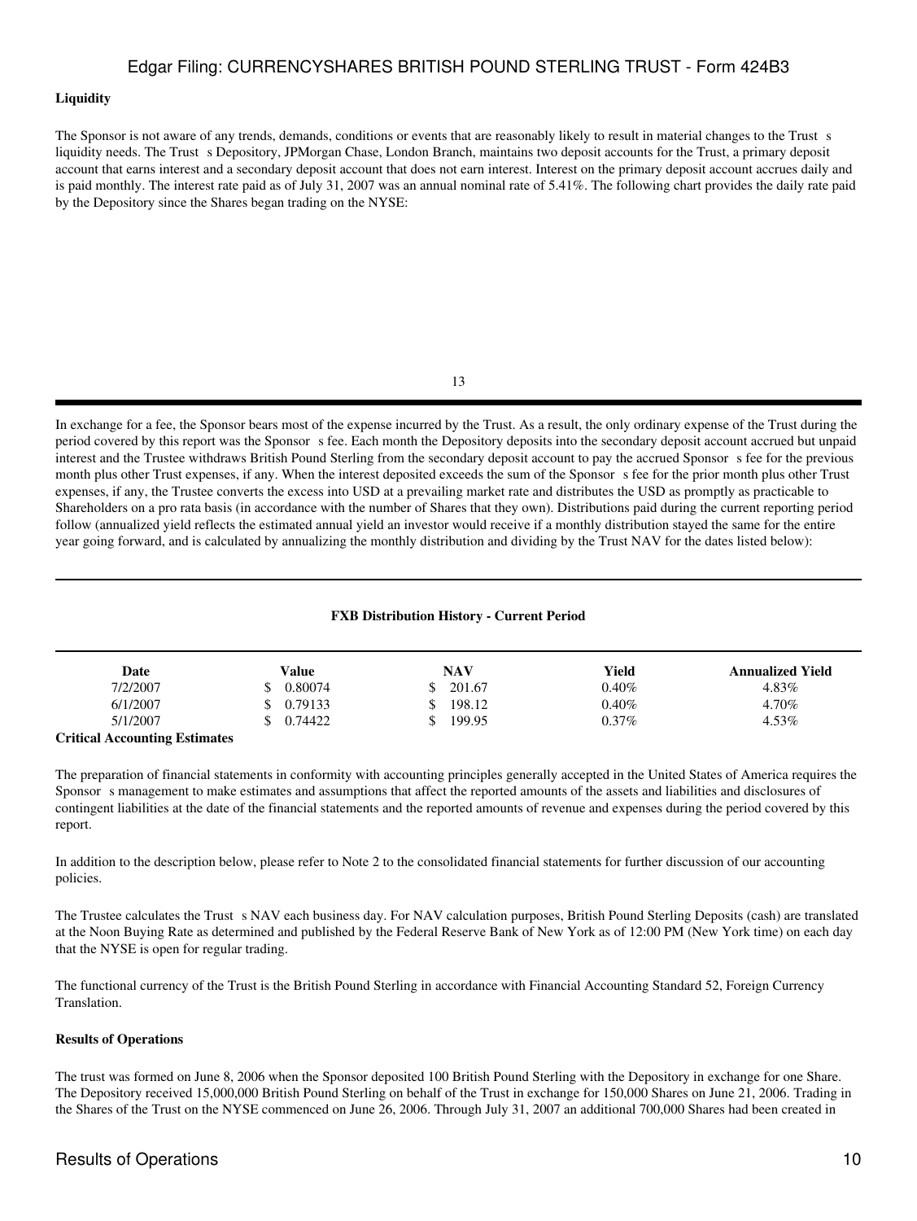**Liquidity**

The Sponsor is not aware of any trends, demands, conditions or events that are reasonably likely to result in material changes to the Trust s liquidity needs. The Trust s Depository, JPMorgan Chase, London Branch, maintains two deposit accounts for the Trust, a primary deposit account that earns interest and a secondary deposit account that does not earn interest. Interest on the primary deposit account accrues daily and is paid monthly. The interest rate paid as of July 31, 2007 was an annual nominal rate of 5.41%. The following chart provides the daily rate paid by the Depository since the Shares began trading on the NYSE:

In exchange for a fee, the Sponsor bears most of the expense incurred by the Trust. As a result, the only ordinary expense of the Trust during the period covered by this report was the Sponsor s fee. Each month the Depository deposits into the secondary deposit account accrued but unpaid interest and the Trustee withdraws British Pound Sterling from the secondary deposit account to pay the accrued Sponsor s fee for the previous month plus other Trust expenses, if any. When the interest deposited exceeds the sum of the Sponsor s fee for the prior month plus other Trust expenses, if any, the Trustee converts the excess into USD at a prevailing market rate and distributes the USD as promptly as practicable to Shareholders on a pro rata basis (in accordance with the number of Shares that they own). Distributions paid during the current reporting period follow (annualized yield reflects the estimated annual yield an investor would receive if a monthly distribution stayed the same for the entire year going forward, and is calculated by annualizing the monthly distribution and dividing by the Trust NAV for the dates listed below):

**FXB Distribution History - Current Period**

| Date | Value | NAV | Yield | Annualized Yield |
|---|---|---|---|---|
| 7/2/2007 | $ 0.80074 | $ 201.67 | 0.40% | 4.83% |
| 6/1/2007 | $ 0.79133 | $ 198.12 | 0.40% | 4.70% |
| 5/1/2007 | $ 0.74422 | $ 199.95 | 0.37% | 4.53% |

**Critical Accounting Estimates**

The preparation of financial statements in conformity with accounting principles generally accepted in the United States of America requires the Sponsor s management to make estimates and assumptions that affect the reported amounts of the assets and liabilities and disclosures of contingent liabilities at the date of the financial statements and the reported amounts of revenue and expenses during the period covered by this report.

In addition to the description below, please refer to Note 2 to the consolidated financial statements for further discussion of our accounting policies.

The Trustee calculates the Trust s NAV each business day. For NAV calculation purposes, British Pound Sterling Deposits (cash) are translated at the Noon Buying Rate as determined and published by the Federal Reserve Bank of New York as of 12:00 PM (New York time) on each day that the NYSE is open for regular trading.

The functional currency of the Trust is the British Pound Sterling in accordance with Financial Accounting Standard 52, Foreign Currency Translation.

**Results of Operations**

The trust was formed on June 8, 2006 when the Sponsor deposited 100 British Pound Sterling with the Depository in exchange for one Share. The Depository received 15,000,000 British Pound Sterling on behalf of the Trust in exchange for 150,000 Shares on June 21, 2006. Trading in the Shares of the Trust on the NYSE commenced on June 26, 2006. Through July 31, 2007 an additional 700,000 Shares had been created in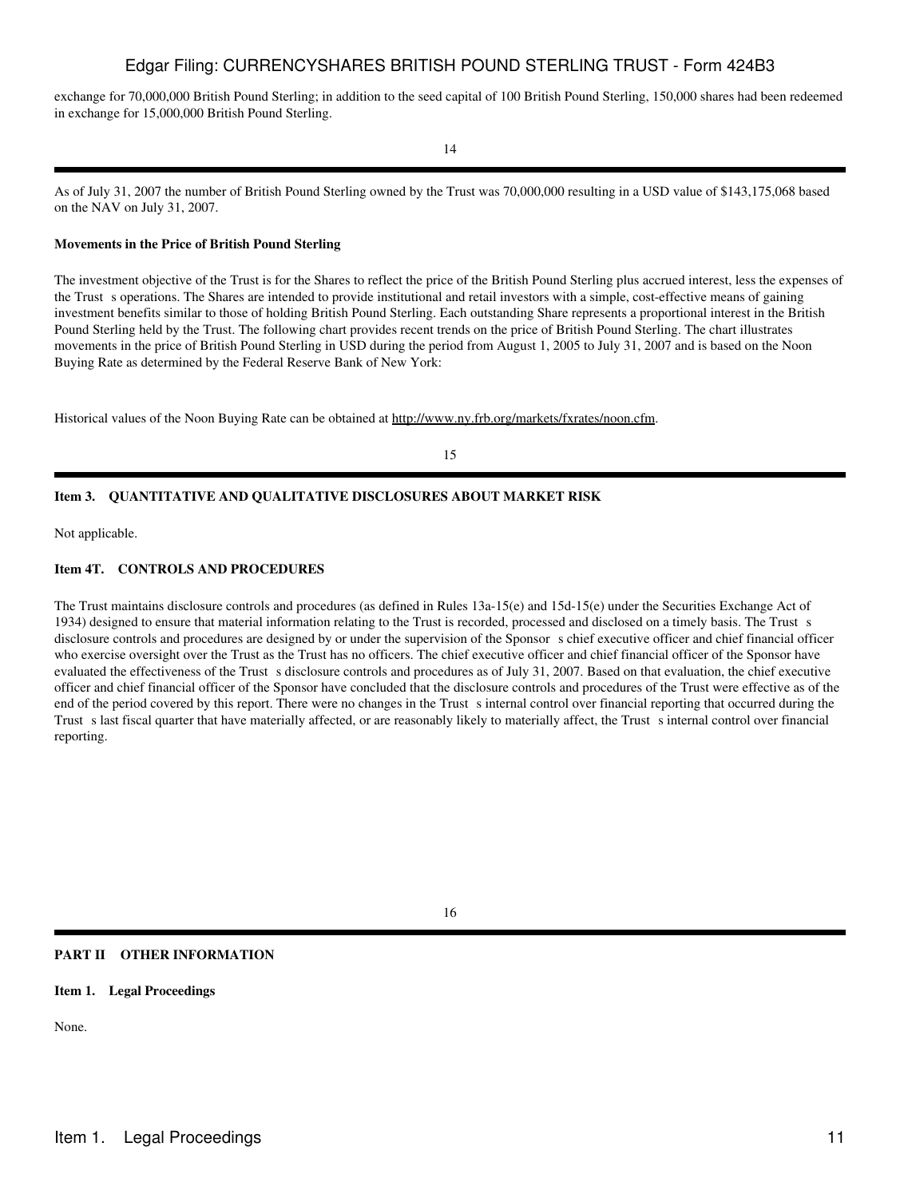exchange for 70,000,000 British Pound Sterling; in addition to the seed capital of 100 British Pound Sterling, 150,000 shares had been redeemed in exchange for 15,000,000 British Pound Sterling.

As of July 31, 2007 the number of British Pound Sterling owned by the Trust was 70,000,000 resulting in a USD value of $143,175,068 based on the NAV on July 31, 2007.

**Movements in the Price of British Pound Sterling**

The investment objective of the Trust is for the Shares to reflect the price of the British Pound Sterling plus accrued interest, less the expenses of the Trust s operations. The Shares are intended to provide institutional and retail investors with a simple, cost-effective means of gaining investment benefits similar to those of holding British Pound Sterling. Each outstanding Share represents a proportional interest in the British Pound Sterling held by the Trust. The following chart provides recent trends on the price of British Pound Sterling. The chart illustrates movements in the price of British Pound Sterling in USD during the period from August 1, 2005 to July 31, 2007 and is based on the Noon Buying Rate as determined by the Federal Reserve Bank of New York:

Historical values of the Noon Buying Rate can be obtained at http://www.ny.frb.org/markets/fxrates/noon.cfm.

**Item 3. QUANTITATIVE AND QUALITATIVE DISCLOSURES ABOUT MARKET RISK**

Not applicable.

**Item 4T. CONTROLS AND PROCEDURES**

The Trust maintains disclosure controls and procedures (as defined in Rules 13a-15(e) and 15d-15(e) under the Securities Exchange Act of 1934) designed to ensure that material information relating to the Trust is recorded, processed and disclosed on a timely basis. The Trust s disclosure controls and procedures are designed by or under the supervision of the Sponsor s chief executive officer and chief financial officer who exercise oversight over the Trust as the Trust has no officers. The chief executive officer and chief financial officer of the Sponsor have evaluated the effectiveness of the Trust s disclosure controls and procedures as of July 31, 2007. Based on that evaluation, the chief executive officer and chief financial officer of the Sponsor have concluded that the disclosure controls and procedures of the Trust were effective as of the end of the period covered by this report. There were no changes in the Trust s internal control over financial reporting that occurred during the Trust s last fiscal quarter that have materially affected, or are reasonably likely to materially affect, the Trust s internal control over financial reporting.

**PART II OTHER INFORMATION**

**Item 1. Legal Proceedings**

None.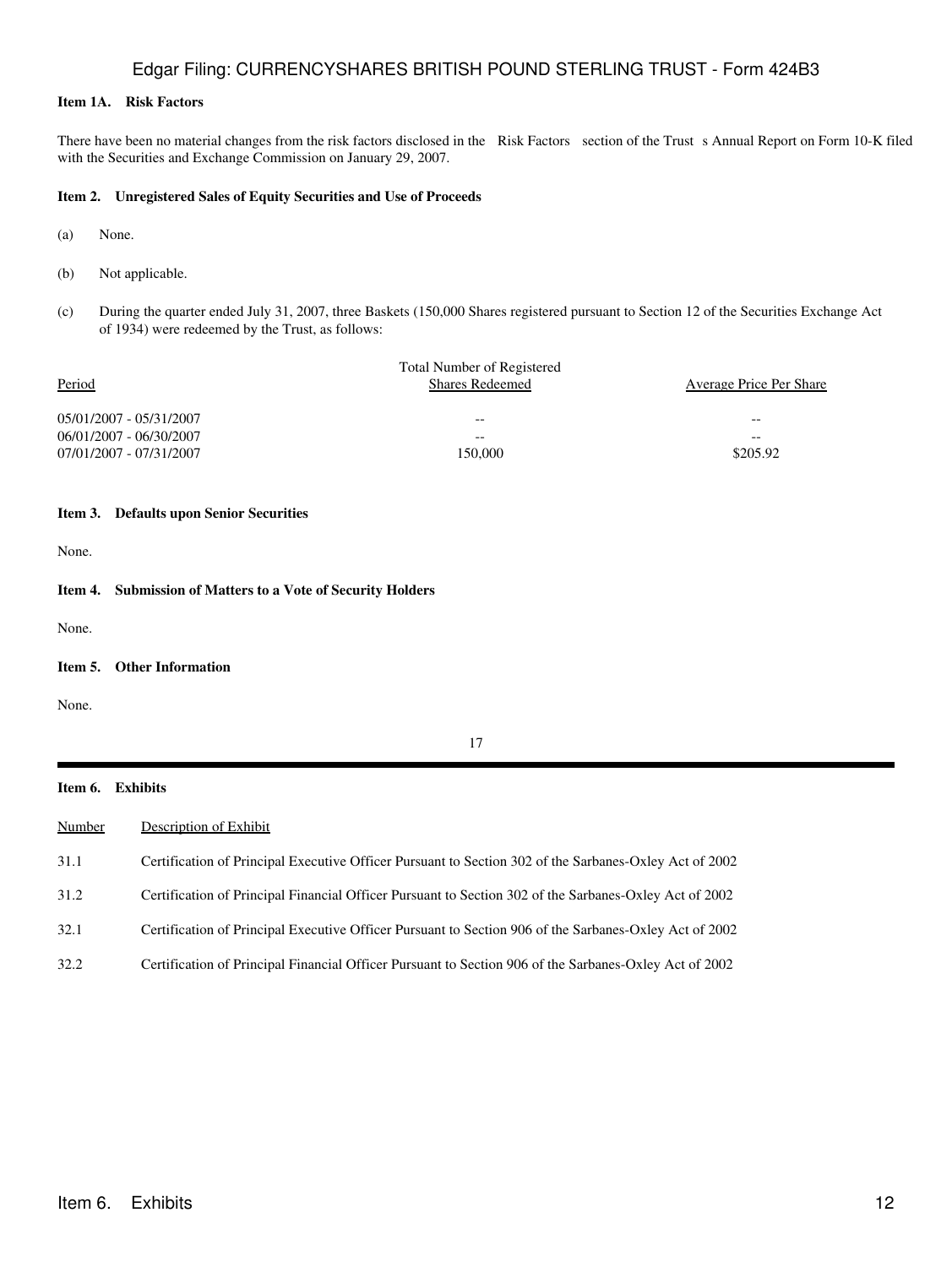**Item 1A. Risk Factors**

There have been no material changes from the risk factors disclosed in the Risk Factors section of the Trust s Annual Report on Form 10-K filed with the Securities and Exchange Commission on January 29, 2007.

**Item 2. Unregistered Sales of Equity Securities and Use of Proceeds**

(a) None.

(b) Not applicable.

(c) During the quarter ended July 31, 2007, three Baskets (150,000 Shares registered pursuant to Section 12 of the Securities Exchange Act of 1934) were redeemed by the Trust, as follows:

| Period | Total Number of Registered Shares Redeemed | Average Price Per Share |
|---|---|---|
| 05/01/2007 - 05/31/2007 | -- | -- |
| 06/01/2007 - 06/30/2007 | -- | -- |
| 07/01/2007 - 07/31/2007 | 150,000 | $205.92 |

**Item 3. Defaults upon Senior Securities**

None.

**Item 4. Submission of Matters to a Vote of Security Holders**

None.

**Item 5. Other Information**

None.

**Item 6. Exhibits**

| Number | Description of Exhibit |
|---|---|
| 31.1 | Certification of Principal Executive Officer Pursuant to Section 302 of the Sarbanes-Oxley Act of 2002 |
| 31.2 | Certification of Principal Financial Officer Pursuant to Section 302 of the Sarbanes-Oxley Act of 2002 |
| 32.1 | Certification of Principal Executive Officer Pursuant to Section 906 of the Sarbanes-Oxley Act of 2002 |
| 32.2 | Certification of Principal Financial Officer Pursuant to Section 906 of the Sarbanes-Oxley Act of 2002 |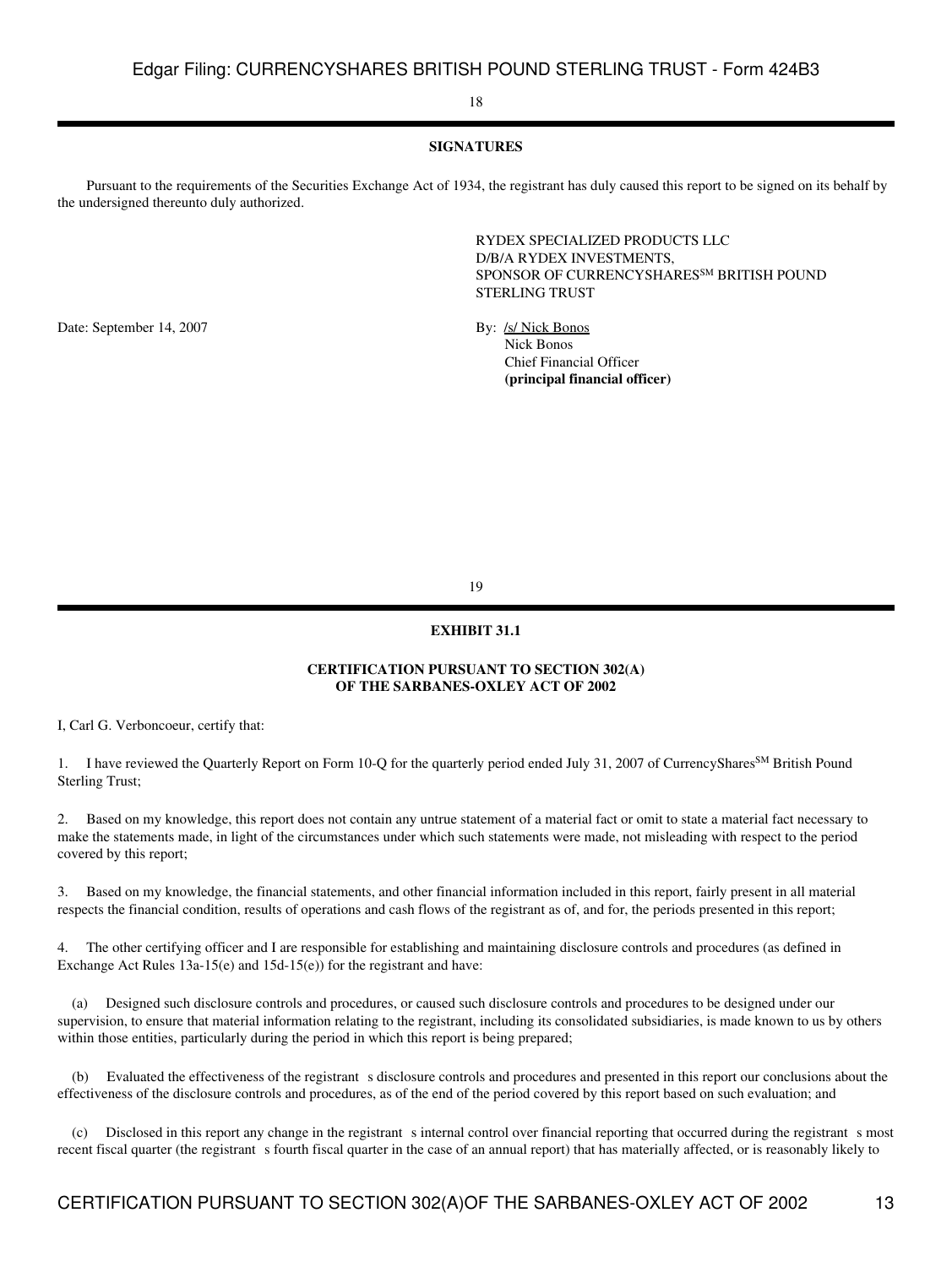**SIGNATURES**

Pursuant to the requirements of the Securities Exchange Act of 1934, the registrant has duly caused this report to be signed on its behalf by the undersigned thereunto duly authorized.

RYDEX SPECIALIZED PRODUCTS LLC
D/B/A RYDEX INVESTMENTS,
SPONSOR OF CURRENCYSHARES[SM] BRITISH POUND STERLING TRUST

Date: September 14, 2007

By: /s/ Nick Bonos
Nick Bonos
Chief Financial Officer
**(principal financial officer)**

**EXHIBIT 31.1**

**CERTIFICATION PURSUANT TO SECTION 302(A)
OF THE SARBANES-OXLEY ACT OF 2002**

I, Carl G. Verboncoeur, certify that:

1. I have reviewed the Quarterly Report on Form 10-Q for the quarterly period ended July 31, 2007 of CurrencyShares[SM] British Pound Sterling Trust;

2. Based on my knowledge, this report does not contain any untrue statement of a material fact or omit to state a material fact necessary to make the statements made, in light of the circumstances under which such statements were made, not misleading with respect to the period covered by this report;

3. Based on my knowledge, the financial statements, and other financial information included in this report, fairly present in all material respects the financial condition, results of operations and cash flows of the registrant as of, and for, the periods presented in this report;

4. The other certifying officer and I are responsible for establishing and maintaining disclosure controls and procedures (as defined in Exchange Act Rules 13a-15(e) and 15d-15(e)) for the registrant and have:

(a) Designed such disclosure controls and procedures, or caused such disclosure controls and procedures to be designed under our supervision, to ensure that material information relating to the registrant, including its consolidated subsidiaries, is made known to us by others within those entities, particularly during the period in which this report is being prepared;

(b) Evaluated the effectiveness of the registrant s disclosure controls and procedures and presented in this report our conclusions about the effectiveness of the disclosure controls and procedures, as of the end of the period covered by this report based on such evaluation; and

(c) Disclosed in this report any change in the registrant s internal control over financial reporting that occurred during the registrant s most recent fiscal quarter (the registrant s fourth fiscal quarter in the case of an annual report) that has materially affected, or is reasonably likely to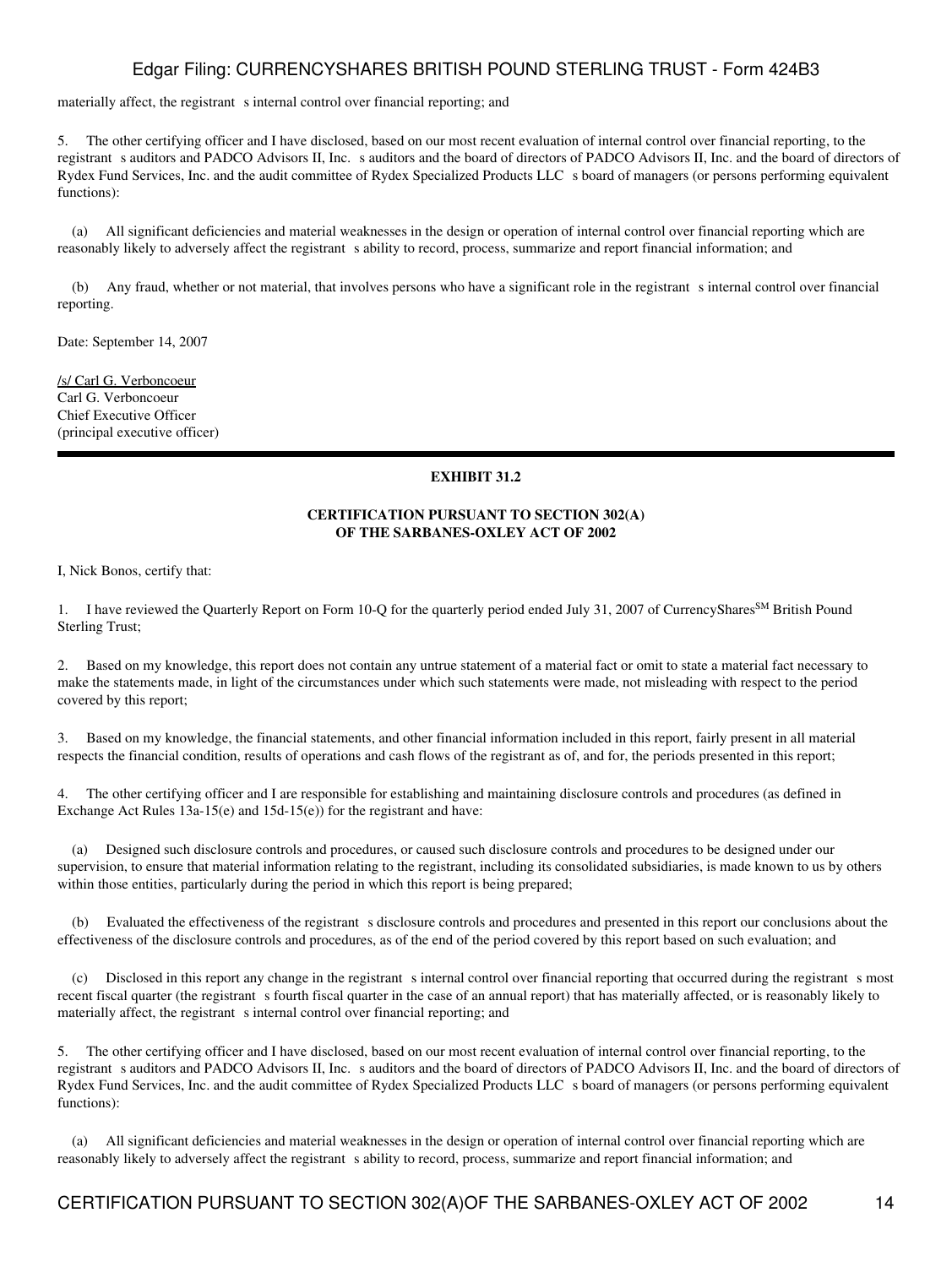materially affect, the registrant s internal control over financial reporting; and

5. The other certifying officer and I have disclosed, based on our most recent evaluation of internal control over financial reporting, to the registrant s auditors and PADCO Advisors II, Inc. s auditors and the board of directors of PADCO Advisors II, Inc. and the board of directors of Rydex Fund Services, Inc. and the audit committee of Rydex Specialized Products LLC s board of managers (or persons performing equivalent functions):

(a) All significant deficiencies and material weaknesses in the design or operation of internal control over financial reporting which are reasonably likely to adversely affect the registrant s ability to record, process, summarize and report financial information; and

(b) Any fraud, whether or not material, that involves persons who have a significant role in the registrant s internal control over financial reporting.

Date: September 14, 2007

/s/ Carl G. Verboncoeur
Carl G. Verboncoeur
Chief Executive Officer
(principal executive officer)

---

**EXHIBIT 31.2**

**CERTIFICATION PURSUANT TO SECTION 302(A)
OF THE SARBANES-OXLEY ACT OF 2002**

I, Nick Bonos, certify that:

1. I have reviewed the Quarterly Report on Form 10-Q for the quarterly period ended July 31, 2007 of CurrencyShares[SM] British Pound Sterling Trust;

2. Based on my knowledge, this report does not contain any untrue statement of a material fact or omit to state a material fact necessary to make the statements made, in light of the circumstances under which such statements were made, not misleading with respect to the period covered by this report;

3. Based on my knowledge, the financial statements, and other financial information included in this report, fairly present in all material respects the financial condition, results of operations and cash flows of the registrant as of, and for, the periods presented in this report;

4. The other certifying officer and I are responsible for establishing and maintaining disclosure controls and procedures (as defined in Exchange Act Rules 13a-15(e) and 15d-15(e)) for the registrant and have:

(a) Designed such disclosure controls and procedures, or caused such disclosure controls and procedures to be designed under our supervision, to ensure that material information relating to the registrant, including its consolidated subsidiaries, is made known to us by others within those entities, particularly during the period in which this report is being prepared;

(b) Evaluated the effectiveness of the registrant s disclosure controls and procedures and presented in this report our conclusions about the effectiveness of the disclosure controls and procedures, as of the end of the period covered by this report based on such evaluation; and

(c) Disclosed in this report any change in the registrant s internal control over financial reporting that occurred during the registrant s most recent fiscal quarter (the registrant s fourth fiscal quarter in the case of an annual report) that has materially affected, or is reasonably likely to materially affect, the registrant s internal control over financial reporting; and

5. The other certifying officer and I have disclosed, based on our most recent evaluation of internal control over financial reporting, to the registrant s auditors and PADCO Advisors II, Inc. s auditors and the board of directors of PADCO Advisors II, Inc. and the board of directors of Rydex Fund Services, Inc. and the audit committee of Rydex Specialized Products LLC s board of managers (or persons performing equivalent functions):

(a) All significant deficiencies and material weaknesses in the design or operation of internal control over financial reporting which are reasonably likely to adversely affect the registrant s ability to record, process, summarize and report financial information; and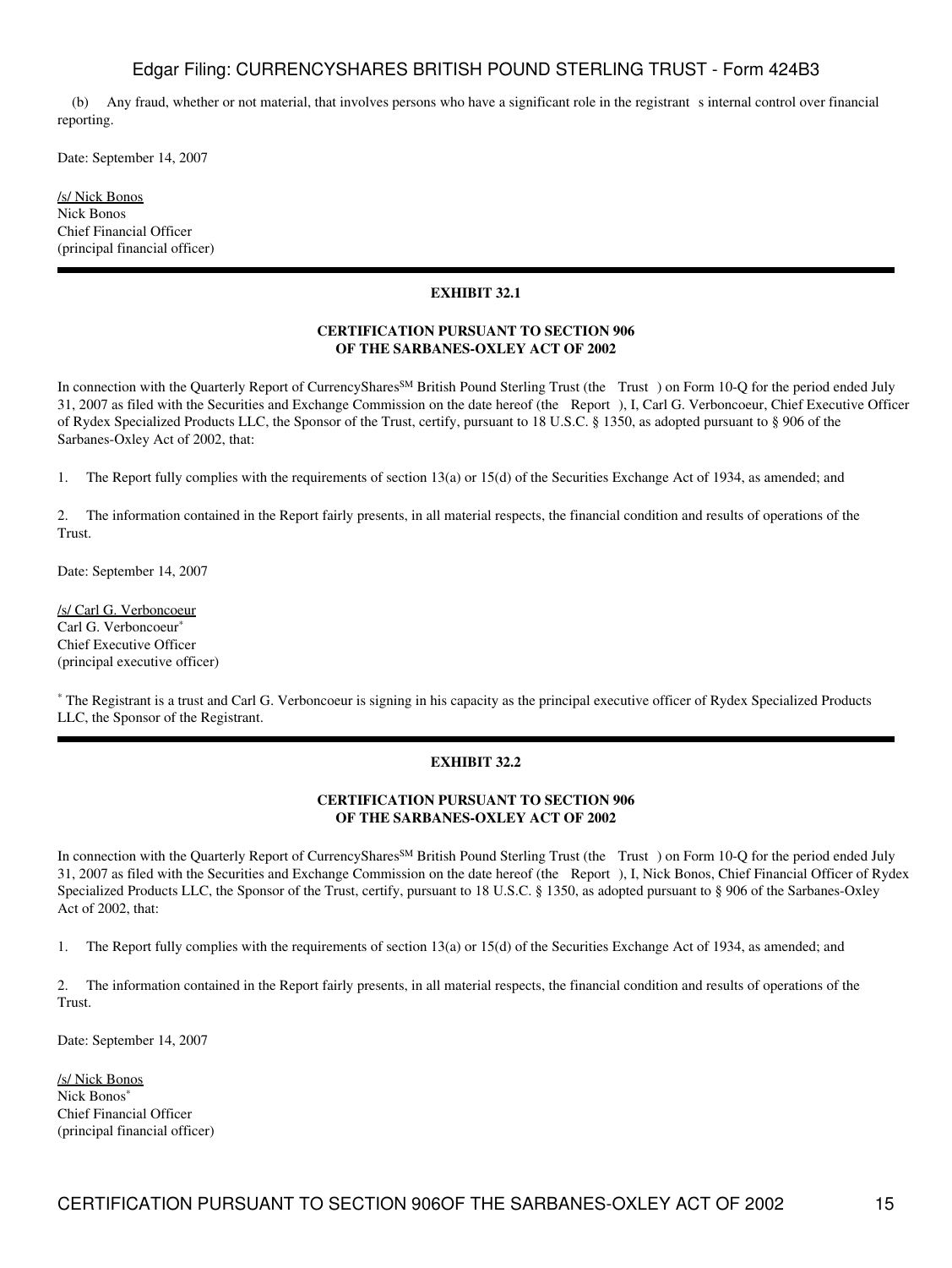(b) Any fraud, whether or not material, that involves persons who have a significant role in the registrant s internal control over financial reporting.

Date: September 14, 2007

/s/ Nick Bonos
Nick Bonos
Chief Financial Officer
(principal financial officer)

---

**EXHIBIT 32.1**

**CERTIFICATION PURSUANT TO SECTION 906
OF THE SARBANES-OXLEY ACT OF 2002**

In connection with the Quarterly Report of CurrencyShares[SM] British Pound Sterling Trust (the Trust ) on Form 10-Q for the period ended July 31, 2007 as filed with the Securities and Exchange Commission on the date hereof (the Report ), I, Carl G. Verboncoeur, Chief Executive Officer of Rydex Specialized Products LLC, the Sponsor of the Trust, certify, pursuant to 18 U.S.C. § 1350, as adopted pursuant to § 906 of the Sarbanes-Oxley Act of 2002, that:

1. The Report fully complies with the requirements of section 13(a) or 15(d) of the Securities Exchange Act of 1934, as amended; and

2. The information contained in the Report fairly presents, in all material respects, the financial condition and results of operations of the Trust.

Date: September 14, 2007

/s/ Carl G. Verboncoeur
Carl G. Verboncoeur*
Chief Executive Officer
(principal executive officer)

* The Registrant is a trust and Carl G. Verboncoeur is signing in his capacity as the principal executive officer of Rydex Specialized Products LLC, the Sponsor of the Registrant.

---

**EXHIBIT 32.2**

**CERTIFICATION PURSUANT TO SECTION 906
OF THE SARBANES-OXLEY ACT OF 2002**

In connection with the Quarterly Report of CurrencyShares[SM] British Pound Sterling Trust (the Trust ) on Form 10-Q for the period ended July 31, 2007 as filed with the Securities and Exchange Commission on the date hereof (the Report ), I, Nick Bonos, Chief Financial Officer of Rydex Specialized Products LLC, the Sponsor of the Trust, certify, pursuant to 18 U.S.C. § 1350, as adopted pursuant to § 906 of the Sarbanes-Oxley Act of 2002, that:

1. The Report fully complies with the requirements of section 13(a) or 15(d) of the Securities Exchange Act of 1934, as amended; and

2. The information contained in the Report fairly presents, in all material respects, the financial condition and results of operations of the Trust.

Date: September 14, 2007

/s/ Nick Bonos
Nick Bonos*
Chief Financial Officer
(principal financial officer)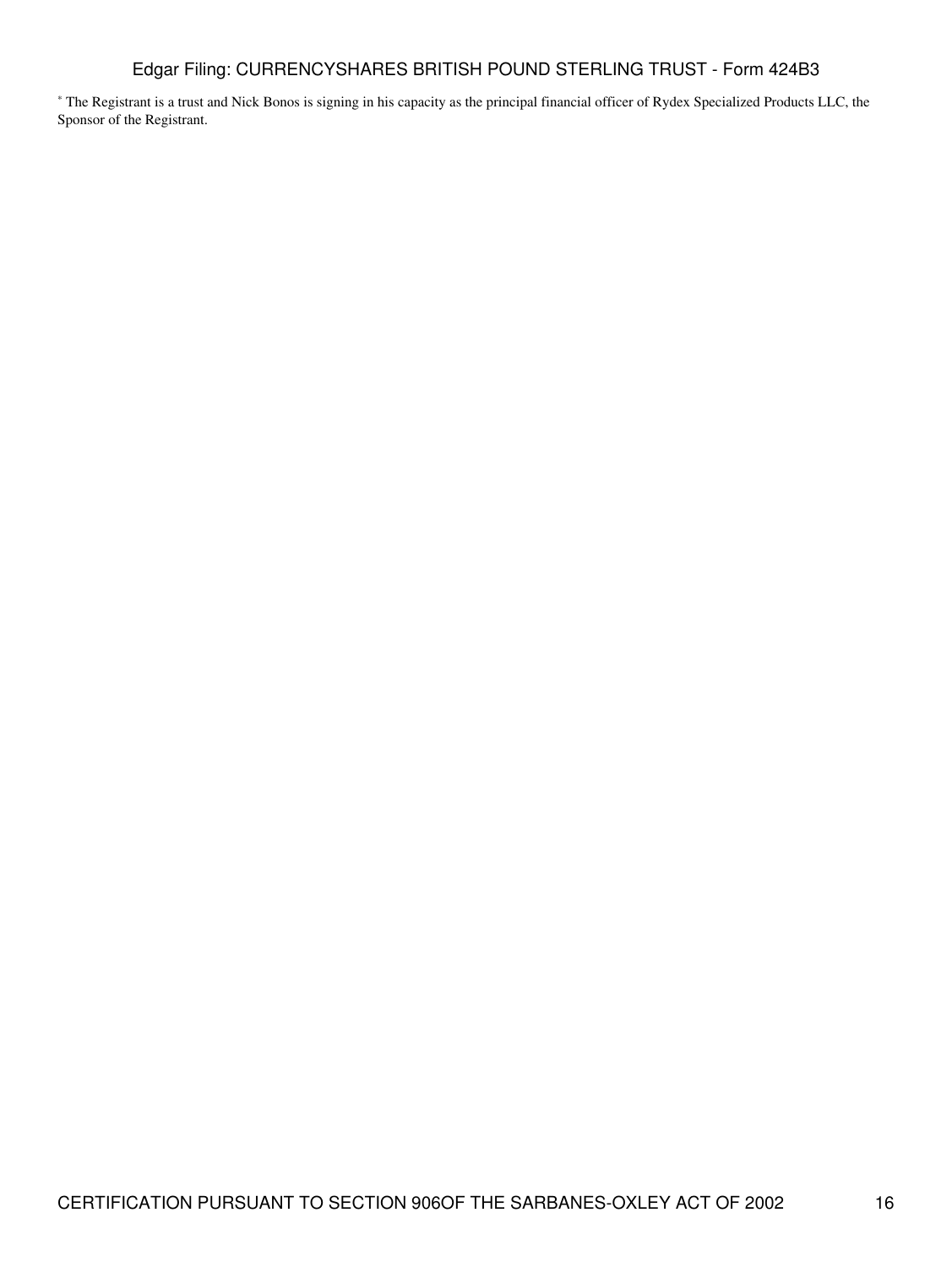* The Registrant is a trust and Nick Bonos is signing in his capacity as the principal financial officer of Rydex Specialized Products LLC, the Sponsor of the Registrant.